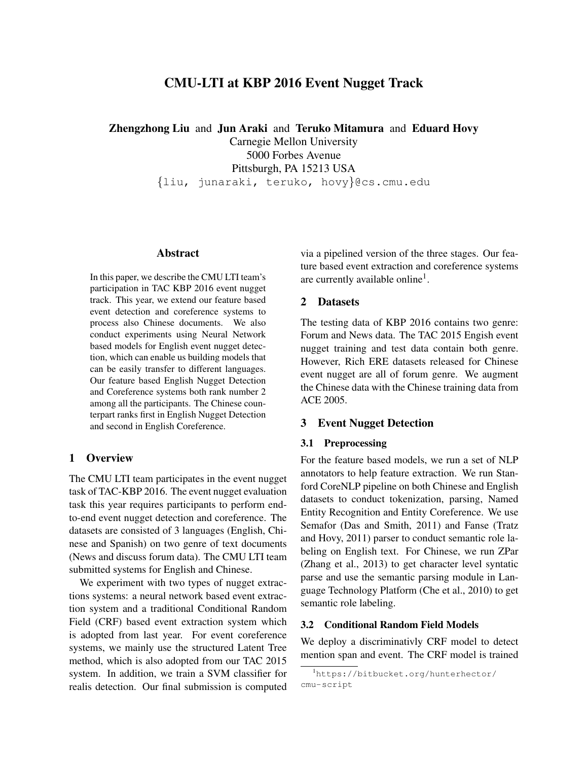# CMU-LTI at KBP 2016 Event Nugget Track

**Zhengzhong Liu** and **Jun Araki** and **Teruko Mitamura** and **Eduard Hovy**
Carnegie Mellon University
5000 Forbes Avenue
Pittsburgh, PA 15213 USA
{liu, junaraki, teruko, hovy}@cs.cmu.edu

## Abstract

In this paper, we describe the CMU LTI team's participation in TAC KBP 2016 event nugget track. This year, we extend our feature based event detection and coreference systems to process also Chinese documents. We also conduct experiments using Neural Network based models for English event nugget detection, which can enable us building models that can be easily transfer to different languages. Our feature based English Nugget Detection and Coreference systems both rank number 2 among all the participants. The Chinese counterpart ranks first in English Nugget Detection and second in English Coreference.

## 1 Overview

The CMU LTI team participates in the event nugget task of TAC-KBP 2016. The event nugget evaluation task this year requires participants to perform end-to-end event nugget detection and coreference. The datasets are consisted of 3 languages (English, Chinese and Spanish) on two genre of text documents (News and discuss forum data). The CMU LTI team submitted systems for English and Chinese.

We experiment with two types of nugget extractions systems: a neural network based event extraction system and a traditional Conditional Random Field (CRF) based event extraction system which is adopted from last year. For event coreference systems, we mainly use the structured Latent Tree method, which is also adopted from our TAC 2015 system. In addition, we train a SVM classifier for realis detection. Our final submission is computed via a pipelined version of the three stages. Our feature based event extraction and coreference systems are currently available online[1].

## 2 Datasets

The testing data of KBP 2016 contains two genre: Forum and News data. The TAC 2015 Engish event nugget training and test data contain both genre. However, Rich ERE datasets released for Chinese event nugget are all of forum genre. We augment the Chinese data with the Chinese training data from ACE 2005.

## 3 Event Nugget Detection

### 3.1 Preprocessing

For the feature based models, we run a set of NLP annotators to help feature extraction. We run Stanford CoreNLP pipeline on both Chinese and English datasets to conduct tokenization, parsing, Named Entity Recognition and Entity Coreference. We use Semafor (Das and Smith, 2011) and Fanse (Tratz and Hovy, 2011) parser to conduct semantic role labeling on English text. For Chinese, we run ZPar (Zhang et al., 2013) to get character level syntatic parse and use the semantic parsing module in Language Technology Platform (Che et al., 2010) to get semantic role labeling.

### 3.2 Conditional Random Field Models

We deploy a discriminativly CRF model to detect mention span and event. The CRF model is trained

[1] https://bitbucket.org/hunterhector/cmu-script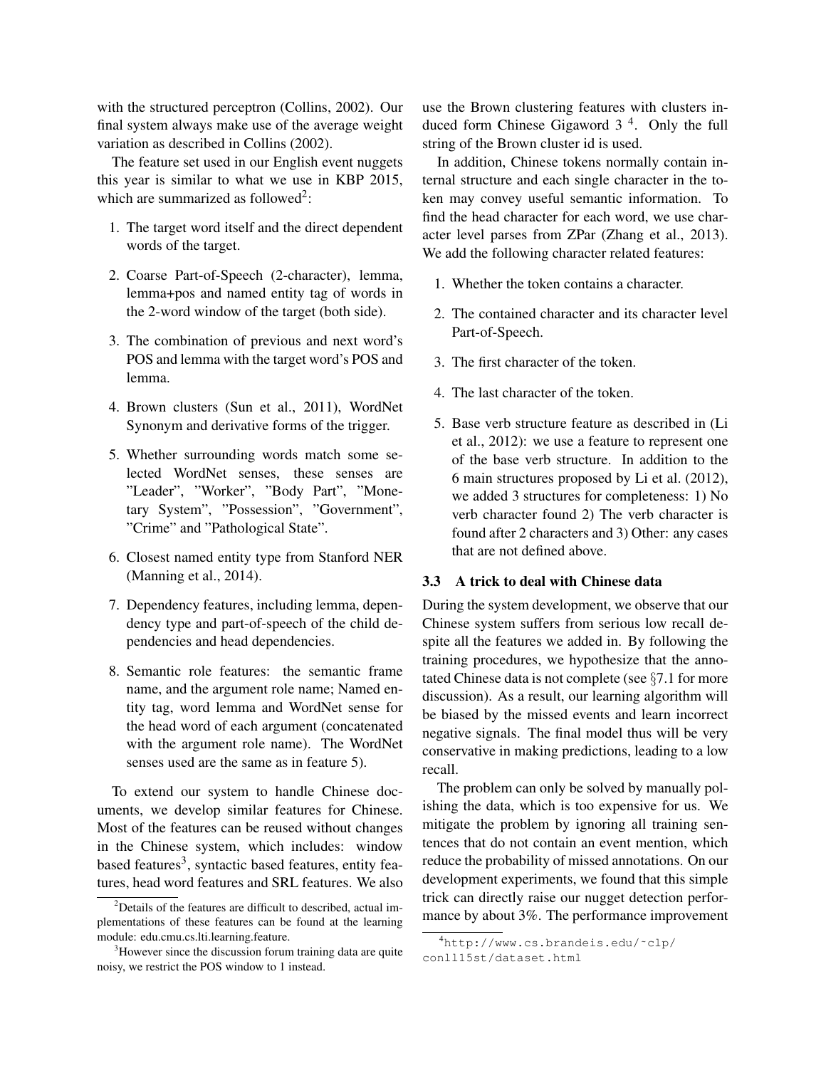with the structured perceptron (Collins, 2002). Our final system always make use of the average weight variation as described in Collins (2002).

The feature set used in our English event nuggets this year is similar to what we use in KBP 2015, which are summarized as followed[2]:

1. The target word itself and the direct dependent words of the target.
2. Coarse Part-of-Speech (2-character), lemma, lemma+pos and named entity tag of words in the 2-word window of the target (both side).
3. The combination of previous and next word's POS and lemma with the target word's POS and lemma.
4. Brown clusters (Sun et al., 2011), WordNet Synonym and derivative forms of the trigger.
5. Whether surrounding words match some selected WordNet senses, these senses are "Leader", "Worker", "Body Part", "Monetary System", "Possession", "Government", "Crime" and "Pathological State".
6. Closest named entity type from Stanford NER (Manning et al., 2014).
7. Dependency features, including lemma, dependency type and part-of-speech of the child dependencies and head dependencies.
8. Semantic role features: the semantic frame name, and the argument role name; Named entity tag, word lemma and WordNet sense for the head word of each argument (concatenated with the argument role name). The WordNet senses used are the same as in feature 5).

To extend our system to handle Chinese documents, we develop similar features for Chinese. Most of the features can be reused without changes in the Chinese system, which includes: window based features[3], syntactic based features, entity features, head word features and SRL features. We also use the Brown clustering features with clusters induced form Chinese Gigaword 3 [4]. Only the full string of the Brown cluster id is used.

In addition, Chinese tokens normally contain internal structure and each single character in the token may convey useful semantic information. To find the head character for each word, we use character level parses from ZPar (Zhang et al., 2013). We add the following character related features:

1. Whether the token contains a character.
2. The contained character and its character level Part-of-Speech.
3. The first character of the token.
4. The last character of the token.
5. Base verb structure feature as described in (Li et al., 2012): we use a feature to represent one of the base verb structure. In addition to the 6 main structures proposed by Li et al. (2012), we added 3 structures for completeness: 1) No verb character found 2) The verb character is found after 2 characters and 3) Other: any cases that are not defined above.

### 3.3 A trick to deal with Chinese data

During the system development, we observe that our Chinese system suffers from serious low recall despite all the features we added in. By following the training procedures, we hypothesize that the annotated Chinese data is not complete (see §7.1 for more discussion). As a result, our learning algorithm will be biased by the missed events and learn incorrect negative signals. The final model thus will be very conservative in making predictions, leading to a low recall.

The problem can only be solved by manually polishing the data, which is too expensive for us. We mitigate the problem by ignoring all training sentences that do not contain an event mention, which reduce the probability of missed annotations. On our development experiments, we found that this simple trick can directly raise our nugget detection performance by about 3%. The performance improvement

[2] Details of the features are difficult to described, actual implementations of these features can be found at the learning module: edu.cmu.cs.lti.learning.feature.

[3] However since the discussion forum training data are quite noisy, we restrict the POS window to 1 instead.

[4] http://www.cs.brandeis.edu/~clp/conll15st/dataset.html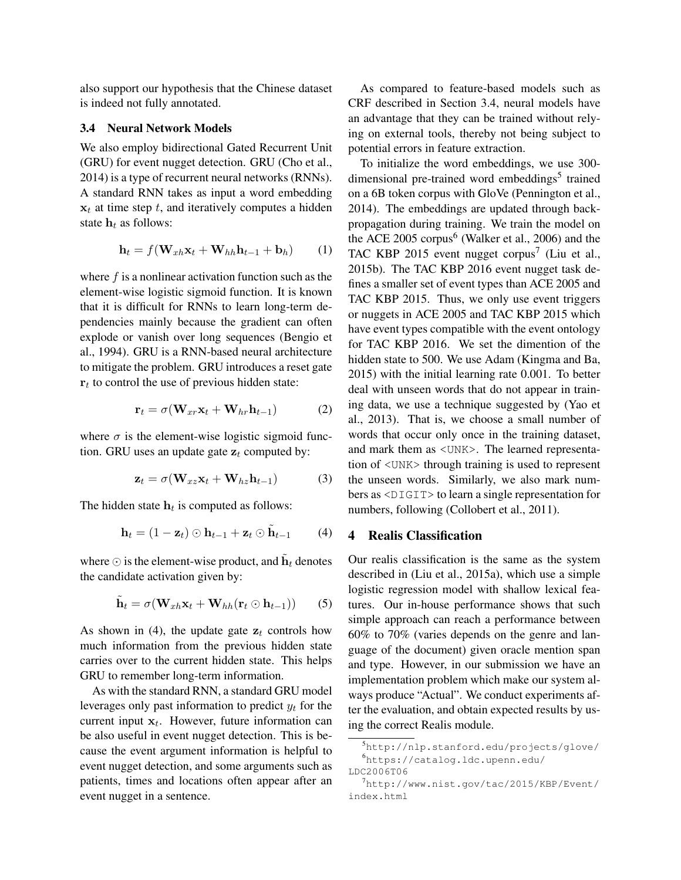also support our hypothesis that the Chinese dataset is indeed not fully annotated.

### 3.4 Neural Network Models

We also employ bidirectional Gated Recurrent Unit (GRU) for event nugget detection. GRU (Cho et al., 2014) is a type of recurrent neural networks (RNNs). A standard RNN takes as input a word embedding $\mathbf{x}_t$ at time step $t$, and iteratively computes a hidden state $\mathbf{h}_t$ as follows:

$$\mathbf{h}_t = f(\mathbf{W}_{xh}\mathbf{x}_t + \mathbf{W}_{hh}\mathbf{h}_{t-1} + \mathbf{b}_h) \tag{1}$$

where $f$ is a nonlinear activation function such as the element-wise logistic sigmoid function. It is known that it is difficult for RNNs to learn long-term dependencies mainly because the gradient can often explode or vanish over long sequences (Bengio et al., 1994). GRU is a RNN-based neural architecture to mitigate the problem. GRU introduces a reset gate $\mathbf{r}_t$ to control the use of previous hidden state:

$$\mathbf{r}_t = \sigma(\mathbf{W}_{xr}\mathbf{x}_t + \mathbf{W}_{hr}\mathbf{h}_{t-1}) \tag{2}$$

where $\sigma$ is the element-wise logistic sigmoid function. GRU uses an update gate $\mathbf{z}_t$ computed by:

$$\mathbf{z}_t = \sigma(\mathbf{W}_{xz}\mathbf{x}_t + \mathbf{W}_{hz}\mathbf{h}_{t-1}) \tag{3}$$

The hidden state $\mathbf{h}_t$ is computed as follows:

$$\mathbf{h}_t = (1 - \mathbf{z}_t) \odot \mathbf{h}_{t-1} + \mathbf{z}_t \odot \tilde{\mathbf{h}}_{t-1} \tag{4}$$

where $\odot$ is the element-wise product, and $\tilde{\mathbf{h}}_t$ denotes the candidate activation given by:

$$\tilde{\mathbf{h}}_t = \sigma(\mathbf{W}_{xh}\mathbf{x}_t + \mathbf{W}_{hh}(\mathbf{r}_t \odot \mathbf{h}_{t-1})) \tag{5}$$

As shown in (4), the update gate $\mathbf{z}_t$ controls how much information from the previous hidden state carries over to the current hidden state. This helps GRU to remember long-term information.

As with the standard RNN, a standard GRU model leverages only past information to predict $y_t$ for the current input $\mathbf{x}_t$. However, future information can be also useful in event nugget detection. This is because the event argument information is helpful to event nugget detection, and some arguments such as patients, times and locations often appear after an event nugget in a sentence.

As compared to feature-based models such as CRF described in Section 3.4, neural models have an advantage that they can be trained without relying on external tools, thereby not being subject to potential errors in feature extraction.

To initialize the word embeddings, we use 300-dimensional pre-trained word embeddings[5] trained on a 6B token corpus with GloVe (Pennington et al., 2014). The embeddings are updated through back-propagation during training. We train the model on the ACE 2005 corpus[6] (Walker et al., 2006) and the TAC KBP 2015 event nugget corpus[7] (Liu et al., 2015b). The TAC KBP 2016 event nugget task defines a smaller set of event types than ACE 2005 and TAC KBP 2015. Thus, we only use event triggers or nuggets in ACE 2005 and TAC KBP 2015 which have event types compatible with the event ontology for TAC KBP 2016. We set the dimention of the hidden state to 500. We use Adam (Kingma and Ba, 2015) with the initial learning rate 0.001. To better deal with unseen words that do not appear in training data, we use a technique suggested by (Yao et al., 2013). That is, we choose a small number of words that occur only once in the training dataset, and mark them as `<UNK>`. The learned representation of `<UNK>` through training is used to represent the unseen words. Similarly, we also mark numbers as `<DIGIT>` to learn a single representation for numbers, following (Collobert et al., 2011).

## 4 Realis Classification

Our realis classification is the same as the system described in (Liu et al., 2015a), which use a simple logistic regression model with shallow lexical features. Our in-house performance shows that such simple approach can reach a performance between 60% to 70% (varies depends on the genre and language of the document) given oracle mention span and type. However, in our submission we have an implementation problem which make our system always produce "Actual". We conduct experiments after the evaluation, and obtain expected results by using the correct Realis module.

[5] http://nlp.stanford.edu/projects/glove/

[6] https://catalog.ldc.upenn.edu/LDC2006T06

[7] http://www.nist.gov/tac/2015/KBP/Event/index.html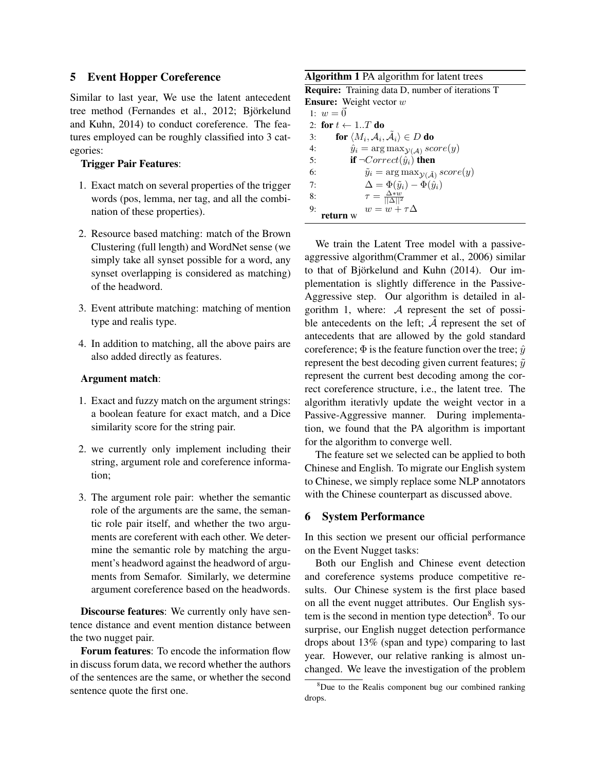## 5 Event Hopper Coreference

Similar to last year, We use the latent antecedent tree method (Fernandes et al., 2012; Björkelund and Kuhn, 2014) to conduct coreference. The features employed can be roughly classified into 3 categories:

**Trigger Pair Features**:

1. Exact match on several properties of the trigger words (pos, lemma, ner tag, and all the combination of these properties).
2. Resource based matching: match of the Brown Clustering (full length) and WordNet sense (we simply take all synset possible for a word, any synset overlapping is considered as matching) of the headword.
3. Event attribute matching: matching of mention type and realis type.
4. In addition to matching, all the above pairs are also added directly as features.

**Argument match**:

1. Exact and fuzzy match on the argument strings: a boolean feature for exact match, and a Dice similarity score for the string pair.
2. we currently only implement including their string, argument role and coreference information;
3. The argument role pair: whether the semantic role of the arguments are the same, the semantic role pair itself, and whether the two arguments are coreferent with each other. We determine the semantic role by matching the argument's headword against the headword of arguments from Semafor. Similarly, we determine argument coreference based on the headwords.

**Discourse features**: We currently only have sentence distance and event mention distance between the two nugget pair.

**Forum features**: To encode the information flow in discuss forum data, we record whether the authors of the sentences are the same, or whether the second sentence quote the first one.

**Algorithm 1** PA algorithm for latent trees

**Require:** Training data D, number of iterations T
**Ensure:** Weight vector $w$

1: $w = \vec{0}$
2: **for** $t \leftarrow 1..T$ **do**
3: &nbsp;&nbsp;&nbsp;&nbsp;**for** $\langle M_i, \mathcal{A}_i, \tilde{\mathcal{A}}_i \rangle \in D$ **do**
4: &nbsp;&nbsp;&nbsp;&nbsp;&nbsp;&nbsp;&nbsp;&nbsp;$\hat{y}_i = \arg\max_{\mathcal{Y}(\mathcal{A})} score(y)$
5: &nbsp;&nbsp;&nbsp;&nbsp;&nbsp;&nbsp;&nbsp;&nbsp;**if** $\neg Correct(\hat{y}_i)$ **then**
6: &nbsp;&nbsp;&nbsp;&nbsp;&nbsp;&nbsp;&nbsp;&nbsp;&nbsp;&nbsp;&nbsp;&nbsp;$\tilde{y}_i = \arg\max_{\mathcal{Y}(\tilde{\mathcal{A}})} score(y)$
7: &nbsp;&nbsp;&nbsp;&nbsp;&nbsp;&nbsp;&nbsp;&nbsp;&nbsp;&nbsp;&nbsp;&nbsp;$\Delta = \Phi(\tilde{y}_i) - \Phi(\hat{y}_i)$
8: &nbsp;&nbsp;&nbsp;&nbsp;&nbsp;&nbsp;&nbsp;&nbsp;&nbsp;&nbsp;&nbsp;&nbsp;$\tau = \frac{\Delta * w}{||\Delta||^2}$
9: &nbsp;&nbsp;&nbsp;&nbsp;&nbsp;&nbsp;&nbsp;&nbsp;&nbsp;&nbsp;&nbsp;&nbsp;$w = w + \tau\Delta$

**return** w

We train the Latent Tree model with a passive-aggressive algorithm(Crammer et al., 2006) similar to that of Björkelund and Kuhn (2014). Our implementation is slightly difference in the Passive-Aggressive step. Our algorithm is detailed in algorithm 1, where: $\mathcal{A}$ represent the set of possible antecedents on the left; $\tilde{\mathcal{A}}$ represent the set of antecedents that are allowed by the gold standard coreference; $\Phi$ is the feature function over the tree; $\hat{y}$ represent the best decoding given current features; $\tilde{y}$ represent the current best decoding among the correct coreference structure, i.e., the latent tree. The algorithm iterativly update the weight vector in a Passive-Aggressive manner. During implementation, we found that the PA algorithm is important for the algorithm to converge well.

The feature set we selected can be applied to both Chinese and English. To migrate our English system to Chinese, we simply replace some NLP annotators with the Chinese counterpart as discussed above.

## 6 System Performance

In this section we present our official performance on the Event Nugget tasks:

Both our English and Chinese event detection and coreference systems produce competitive results. Our Chinese system is the first place based on all the event nugget attributes. Our English system is the second in mention type detection[8]. To our surprise, our English nugget detection performance drops about 13% (span and type) comparing to last year. However, our relative ranking is almost unchanged. We leave the investigation of the problem

[8]Due to the Realis component bug our combined ranking drops.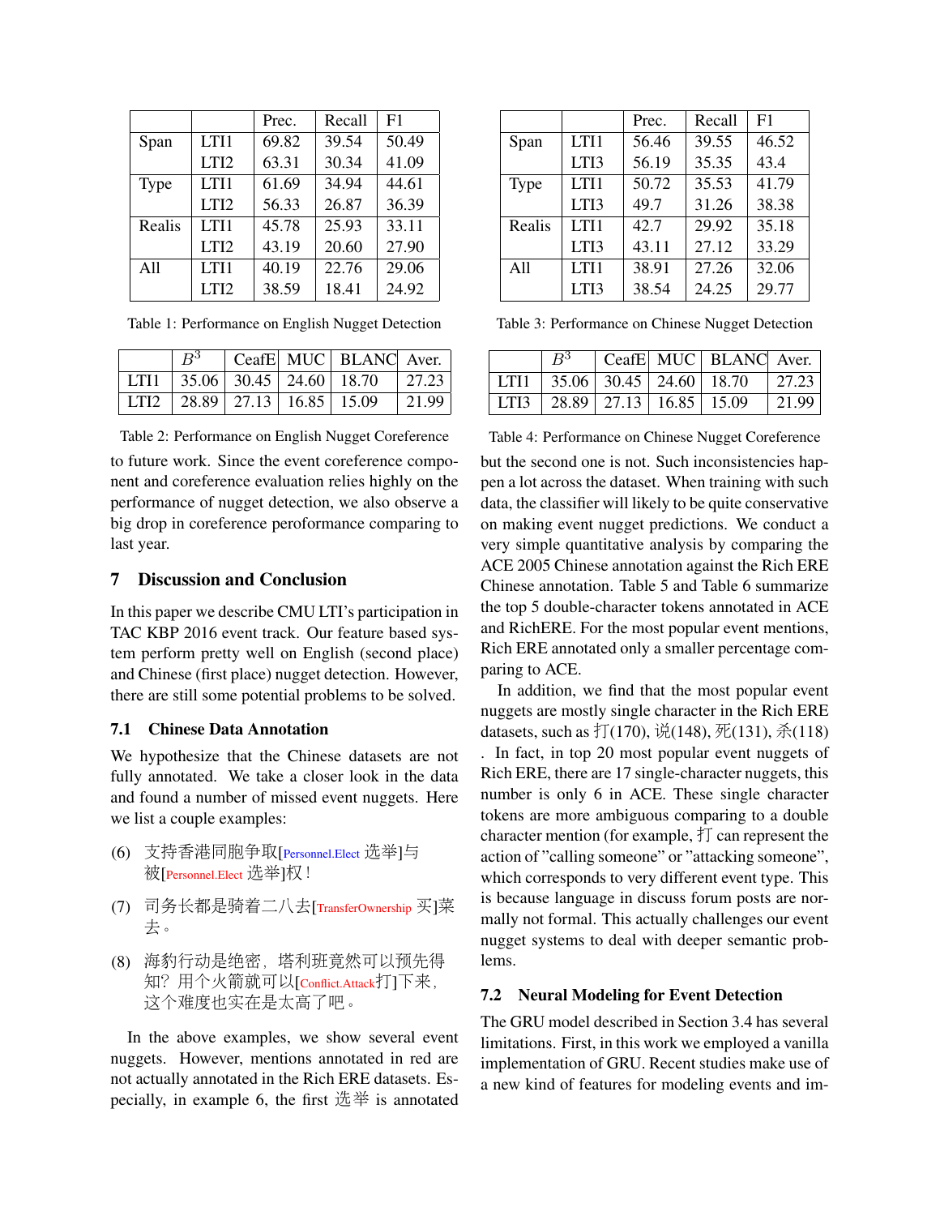| | | Prec. | Recall | F1 |
|---|---|---|---|---|
| Span | LTI1 | 69.82 | 39.54 | 50.49 |
| | LTI2 | 63.31 | 30.34 | 41.09 |
| Type | LTI1 | 61.69 | 34.94 | 44.61 |
| | LTI2 | 56.33 | 26.87 | 36.39 |
| Realis | LTI1 | 45.78 | 25.93 | 33.11 |
| | LTI2 | 43.19 | 20.60 | 27.90 |
| All | LTI1 | 40.19 | 22.76 | 29.06 |
| | LTI2 | 38.59 | 18.41 | 24.92 |

Table 1: Performance on English Nugget Detection

| | $B^3$ | CeafE | MUC | BLANC | Aver. |
|---|---|---|---|---|---|
| LTI1 | 35.06 | 30.45 | 24.60 | 18.70 | 27.23 |
| LTI2 | 28.89 | 27.13 | 16.85 | 15.09 | 21.99 |

Table 2: Performance on English Nugget Coreference

to future work. Since the event coreference component and coreference evaluation relies highly on the performance of nugget detection, we also observe a big drop in coreference peroformance comparing to last year.

## 7 Discussion and Conclusion

In this paper we describe CMU LTI's participation in TAC KBP 2016 event track. Our feature based system perform pretty well on English (second place) and Chinese (first place) nugget detection. However, there are still some potential problems to be solved.

### 7.1 Chinese Data Annotation

We hypothesize that the Chinese datasets are not fully annotated. We take a closer look in the data and found a number of missed event nuggets. Here we list a couple examples:

(6) 支持香港同胞争取[Personnel.Elect 选举]与被[Personnel.Elect 选举]权！

(7) 司务长都是骑着二八去[TransferOwnership 买]菜去。

(8) 海豹行动是绝密，塔利班竟然可以预先得知？用个火箭就可以[Conflict.Attack打]下来，这个难度也实在是太高了吧。

In the above examples, we show several event nuggets. However, mentions annotated in red are not actually annotated in the Rich ERE datasets. Especially, in example 6, the first 选举 is annotated but the second one is not. Such inconsistencies happen a lot across the dataset. When training with such data, the classifier will likely to be quite conservative on making event nugget predictions. We conduct a very simple quantitative analysis by comparing the ACE 2005 Chinese annotation against the Rich ERE Chinese annotation. Table 5 and Table 6 summarize the top 5 double-character tokens annotated in ACE and RichERE. For the most popular event mentions, Rich ERE annotated only a smaller percentage comparing to ACE.

In addition, we find that the most popular event nuggets are mostly single character in the Rich ERE datasets, such as 打(170), 说(148), 死(131), 杀(118). In fact, in top 20 most popular event nuggets of Rich ERE, there are 17 single-character nuggets, this number is only 6 in ACE. These single character tokens are more ambiguous comparing to a double character mention (for example, 打 can represent the action of "calling someone" or "attacking someone", which corresponds to very different event type. This is because language in discuss forum posts are normally not formal. This actually challenges our event nugget systems to deal with deeper semantic problems.

| | | Prec. | Recall | F1 |
|---|---|---|---|---|
| Span | LTI1 | 56.46 | 39.55 | 46.52 |
| | LTI3 | 56.19 | 35.35 | 43.4 |
| Type | LTI1 | 50.72 | 35.53 | 41.79 |
| | LTI3 | 49.7 | 31.26 | 38.38 |
| Realis | LTI1 | 42.7 | 29.92 | 35.18 |
| | LTI3 | 43.11 | 27.12 | 33.29 |
| All | LTI1 | 38.91 | 27.26 | 32.06 |
| | LTI3 | 38.54 | 24.25 | 29.77 |

Table 3: Performance on Chinese Nugget Detection

| | $B^3$ | CeafE | MUC | BLANC | Aver. |
|---|---|---|---|---|---|
| LTI1 | 35.06 | 30.45 | 24.60 | 18.70 | 27.23 |
| LTI3 | 28.89 | 27.13 | 16.85 | 15.09 | 21.99 |

Table 4: Performance on Chinese Nugget Coreference

### 7.2 Neural Modeling for Event Detection

The GRU model described in Section 3.4 has several limitations. First, in this work we employed a vanilla implementation of GRU. Recent studies make use of a new kind of features for modeling events and im-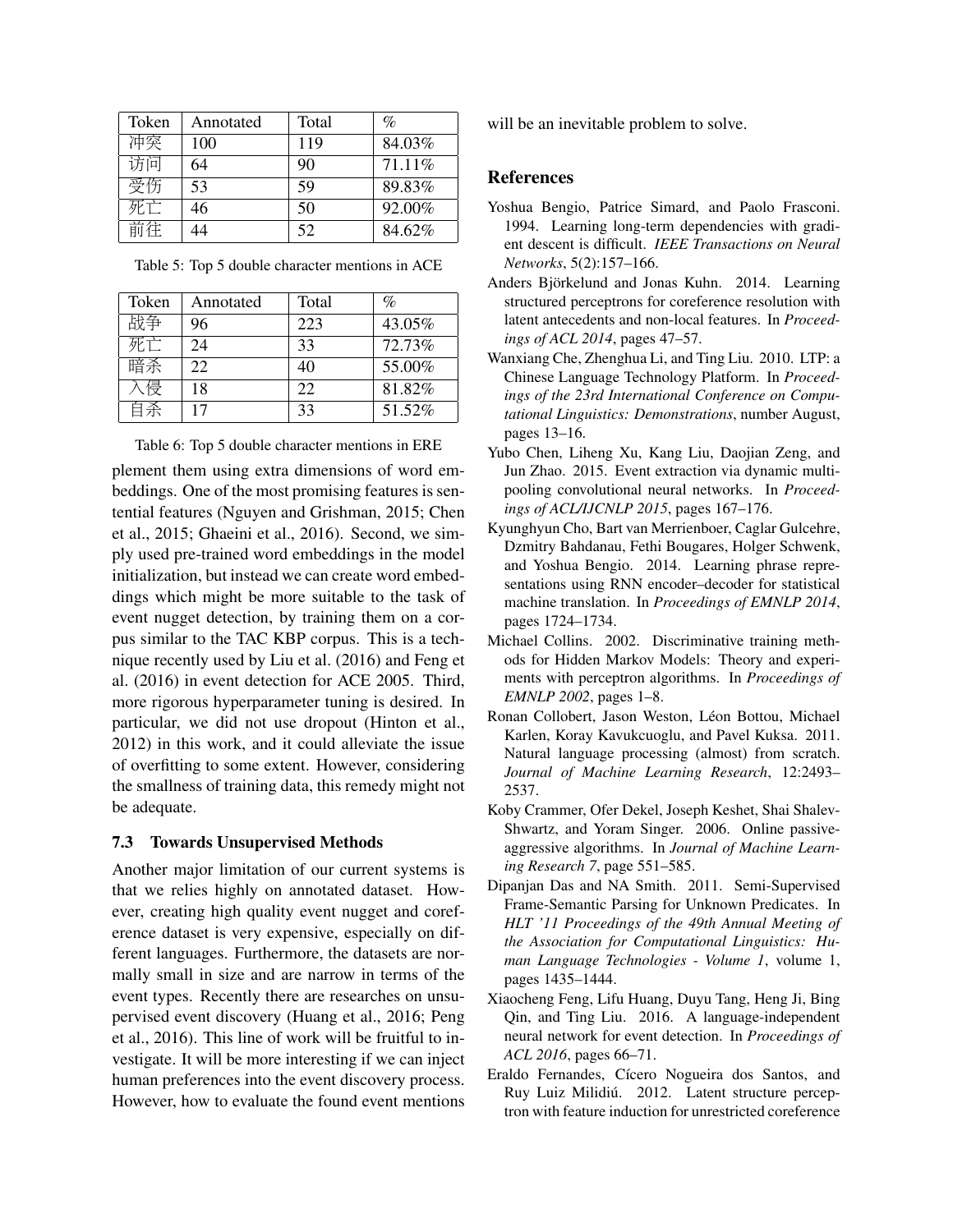| Token | Annotated | Total | % |
|---|---|---|---|
| 冲突 | 100 | 119 | 84.03% |
| 访问 | 64 | 90 | 71.11% |
| 受伤 | 53 | 59 | 89.83% |
| 死亡 | 46 | 50 | 92.00% |
| 前往 | 44 | 52 | 84.62% |

Table 5: Top 5 double character mentions in ACE

| Token | Annotated | Total | % |
|---|---|---|---|
| 战争 | 96 | 223 | 43.05% |
| 死亡 | 24 | 33 | 72.73% |
| 暗杀 | 22 | 40 | 55.00% |
| 入侵 | 18 | 22 | 81.82% |
| 自杀 | 17 | 33 | 51.52% |

Table 6: Top 5 double character mentions in ERE

plement them using extra dimensions of word embeddings. One of the most promising features is sentential features (Nguyen and Grishman, 2015; Chen et al., 2015; Ghaeini et al., 2016). Second, we simply used pre-trained word embeddings in the model initialization, but instead we can create word embeddings which might be more suitable to the task of event nugget detection, by training them on a corpus similar to the TAC KBP corpus. This is a technique recently used by Liu et al. (2016) and Feng et al. (2016) in event detection for ACE 2005. Third, more rigorous hyperparameter tuning is desired. In particular, we did not use dropout (Hinton et al., 2012) in this work, and it could alleviate the issue of overfitting to some extent. However, considering the smallness of training data, this remedy might not be adequate.

### 7.3 Towards Unsupervised Methods

Another major limitation of our current systems is that we relies highly on annotated dataset. However, creating high quality event nugget and coreference dataset is very expensive, especially on different languages. Furthermore, the datasets are normally small in size and are narrow in terms of the event types. Recently there are researches on unsupervised event discovery (Huang et al., 2016; Peng et al., 2016). This line of work will be fruitful to investigate. It will be more interesting if we can inject human preferences into the event discovery process. However, how to evaluate the found event mentions will be an inevitable problem to solve.

## References

Yoshua Bengio, Patrice Simard, and Paolo Frasconi. 1994. Learning long-term dependencies with gradient descent is difficult. *IEEE Transactions on Neural Networks*, 5(2):157–166.

Anders Björkelund and Jonas Kuhn. 2014. Learning structured perceptrons for coreference resolution with latent antecedents and non-local features. In *Proceedings of ACL 2014*, pages 47–57.

Wanxiang Che, Zhenghua Li, and Ting Liu. 2010. LTP: a Chinese Language Technology Platform. In *Proceedings of the 23rd International Conference on Computational Linguistics: Demonstrations*, number August, pages 13–16.

Yubo Chen, Liheng Xu, Kang Liu, Daojian Zeng, and Jun Zhao. 2015. Event extraction via dynamic multi-pooling convolutional neural networks. In *Proceedings of ACL/IJCNLP 2015*, pages 167–176.

Kyunghyun Cho, Bart van Merrienboer, Caglar Gulcehre, Dzmitry Bahdanau, Fethi Bougares, Holger Schwenk, and Yoshua Bengio. 2014. Learning phrase representations using RNN encoder–decoder for statistical machine translation. In *Proceedings of EMNLP 2014*, pages 1724–1734.

Michael Collins. 2002. Discriminative training methods for Hidden Markov Models: Theory and experiments with perceptron algorithms. In *Proceedings of EMNLP 2002*, pages 1–8.

Ronan Collobert, Jason Weston, Léon Bottou, Michael Karlen, Koray Kavukcuoglu, and Pavel Kuksa. 2011. Natural language processing (almost) from scratch. *Journal of Machine Learning Research*, 12:2493–2537.

Koby Crammer, Ofer Dekel, Joseph Keshet, Shai Shalev-Shwartz, and Yoram Singer. 2006. Online passive-aggressive algorithms. In *Journal of Machine Learning Research 7*, page 551–585.

Dipanjan Das and NA Smith. 2011. Semi-Supervised Frame-Semantic Parsing for Unknown Predicates. In *HLT '11 Proceedings of the 49th Annual Meeting of the Association for Computational Linguistics: Human Language Technologies - Volume 1*, volume 1, pages 1435–1444.

Xiaocheng Feng, Lifu Huang, Duyu Tang, Heng Ji, Bing Qin, and Ting Liu. 2016. A language-independent neural network for event detection. In *Proceedings of ACL 2016*, pages 66–71.

Eraldo Fernandes, Cícero Nogueira dos Santos, and Ruy Luiz Milidiú. 2012. Latent structure perceptron with feature induction for unrestricted coreference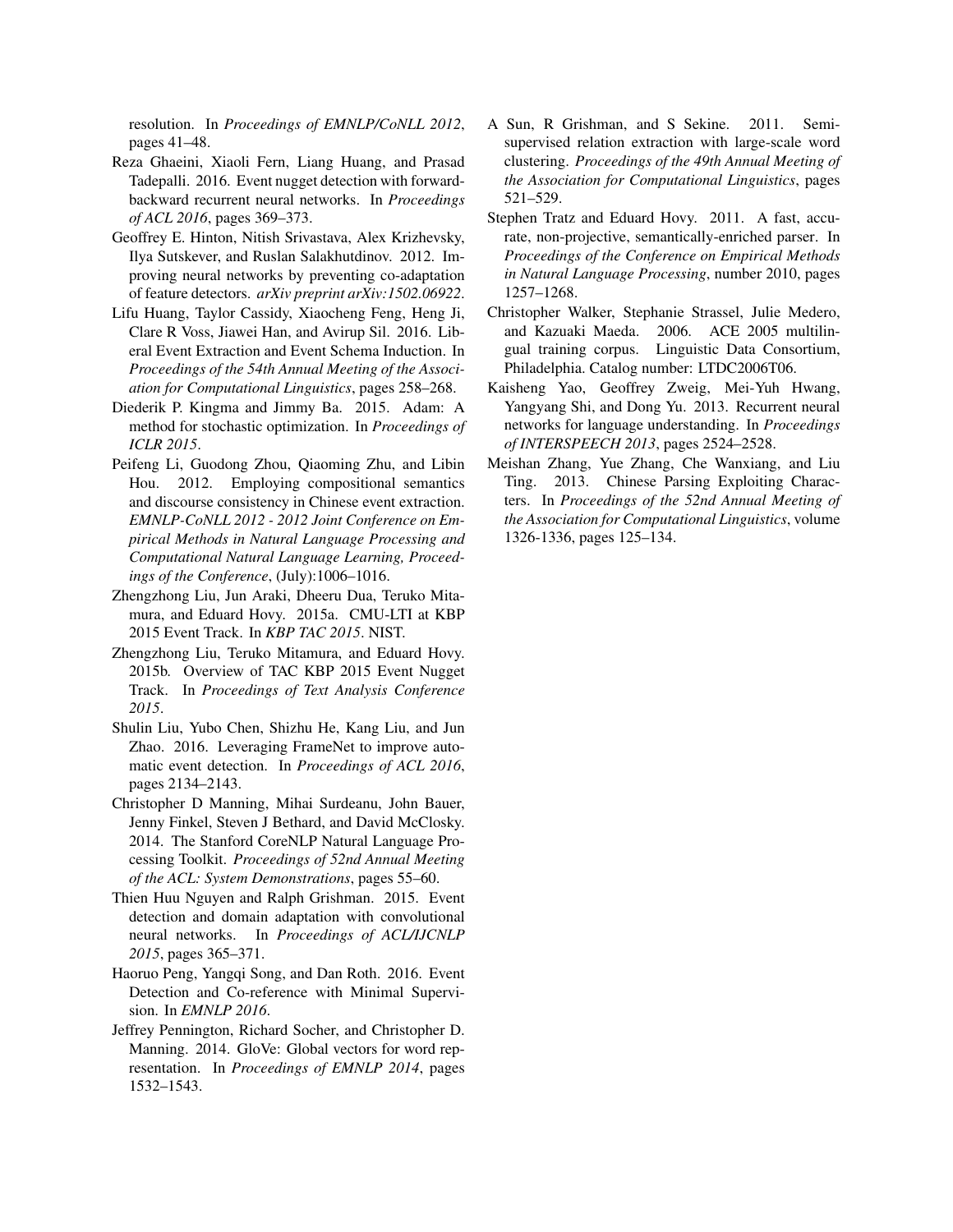resolution. In *Proceedings of EMNLP/CoNLL 2012*, pages 41–48.

Reza Ghaeini, Xiaoli Fern, Liang Huang, and Prasad Tadepalli. 2016. Event nugget detection with forward-backward recurrent neural networks. In *Proceedings of ACL 2016*, pages 369–373.

Geoffrey E. Hinton, Nitish Srivastava, Alex Krizhevsky, Ilya Sutskever, and Ruslan Salakhutdinov. 2012. Improving neural networks by preventing co-adaptation of feature detectors. *arXiv preprint arXiv:1502.06922*.

Lifu Huang, Taylor Cassidy, Xiaocheng Feng, Heng Ji, Clare R Voss, Jiawei Han, and Avirup Sil. 2016. Liberal Event Extraction and Event Schema Induction. In *Proceedings of the 54th Annual Meeting of the Association for Computational Linguistics*, pages 258–268.

Diederik P. Kingma and Jimmy Ba. 2015. Adam: A method for stochastic optimization. In *Proceedings of ICLR 2015*.

Peifeng Li, Guodong Zhou, Qiaoming Zhu, and Libin Hou. 2012. Employing compositional semantics and discourse consistency in Chinese event extraction. *EMNLP-CoNLL 2012 - 2012 Joint Conference on Empirical Methods in Natural Language Processing and Computational Natural Language Learning, Proceedings of the Conference*, (July):1006–1016.

Zhengzhong Liu, Jun Araki, Dheeru Dua, Teruko Mitamura, and Eduard Hovy. 2015a. CMU-LTI at KBP 2015 Event Track. In *KBP TAC 2015*. NIST.

Zhengzhong Liu, Teruko Mitamura, and Eduard Hovy. 2015b. Overview of TAC KBP 2015 Event Nugget Track. In *Proceedings of Text Analysis Conference 2015*.

Shulin Liu, Yubo Chen, Shizhu He, Kang Liu, and Jun Zhao. 2016. Leveraging FrameNet to improve automatic event detection. In *Proceedings of ACL 2016*, pages 2134–2143.

Christopher D Manning, Mihai Surdeanu, John Bauer, Jenny Finkel, Steven J Bethard, and David McClosky. 2014. The Stanford CoreNLP Natural Language Processing Toolkit. *Proceedings of 52nd Annual Meeting of the ACL: System Demonstrations*, pages 55–60.

Thien Huu Nguyen and Ralph Grishman. 2015. Event detection and domain adaptation with convolutional neural networks. In *Proceedings of ACL/IJCNLP 2015*, pages 365–371.

Haoruo Peng, Yangqi Song, and Dan Roth. 2016. Event Detection and Co-reference with Minimal Supervision. In *EMNLP 2016*.

Jeffrey Pennington, Richard Socher, and Christopher D. Manning. 2014. GloVe: Global vectors for word representation. In *Proceedings of EMNLP 2014*, pages 1532–1543.

A Sun, R Grishman, and S Sekine. 2011. Semi-supervised relation extraction with large-scale word clustering. *Proceedings of the 49th Annual Meeting of the Association for Computational Linguistics*, pages 521–529.

Stephen Tratz and Eduard Hovy. 2011. A fast, accurate, non-projective, semantically-enriched parser. In *Proceedings of the Conference on Empirical Methods in Natural Language Processing*, number 2010, pages 1257–1268.

Christopher Walker, Stephanie Strassel, Julie Medero, and Kazuaki Maeda. 2006. ACE 2005 multilingual training corpus. Linguistic Data Consortium, Philadelphia. Catalog number: LTDC2006T06.

Kaisheng Yao, Geoffrey Zweig, Mei-Yuh Hwang, Yangyang Shi, and Dong Yu. 2013. Recurrent neural networks for language understanding. In *Proceedings of INTERSPEECH 2013*, pages 2524–2528.

Meishan Zhang, Yue Zhang, Che Wanxiang, and Liu Ting. 2013. Chinese Parsing Exploiting Characters. In *Proceedings of the 52nd Annual Meeting of the Association for Computational Linguistics*, volume 1326-1336, pages 125–134.